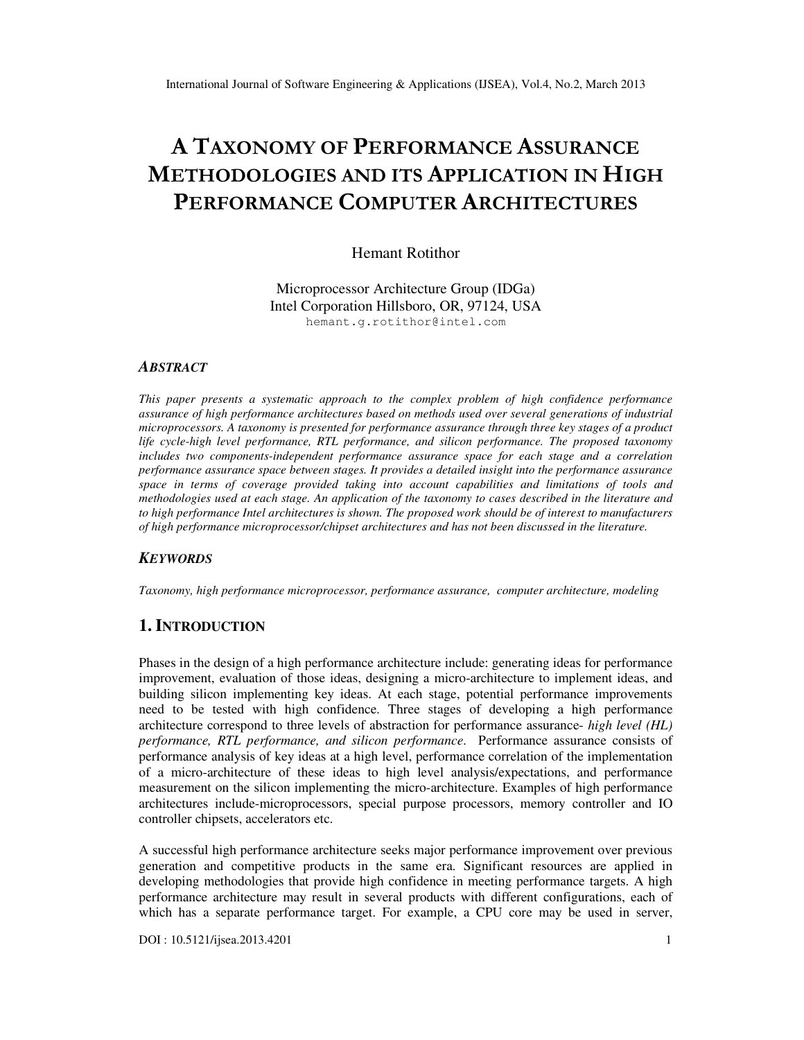# A TAXONOMY OF PERFORMANCE ASSURANCE METHODOLOGIES AND ITS APPLICATION IN HIGH PERFORMANCE COMPUTER ARCHITECTURES

Hemant Rotithor

Microprocessor Architecture Group (IDGa)
Intel Corporation Hillsboro, OR, 97124, USA
hemant.g.rotithor@intel.com

### ABSTRACT

*This paper presents a systematic approach to the complex problem of high confidence performance assurance of high performance architectures based on methods used over several generations of industrial microprocessors. A taxonomy is presented for performance assurance through three key stages of a product life cycle-high level performance, RTL performance, and silicon performance. The proposed taxonomy includes two components-independent performance assurance space for each stage and a correlation performance assurance space between stages. It provides a detailed insight into the performance assurance space in terms of coverage provided taking into account capabilities and limitations of tools and methodologies used at each stage. An application of the taxonomy to cases described in the literature and to high performance Intel architectures is shown. The proposed work should be of interest to manufacturers of high performance microprocessor/chipset architectures and has not been discussed in the literature.*

### KEYWORDS

*Taxonomy, high performance microprocessor, performance assurance, computer architecture, modeling*

## 1. INTRODUCTION

Phases in the design of a high performance architecture include: generating ideas for performance improvement, evaluation of those ideas, designing a micro-architecture to implement ideas, and building silicon implementing key ideas. At each stage, potential performance improvements need to be tested with high confidence. Three stages of developing a high performance architecture correspond to three levels of abstraction for performance assurance- *high level (HL) performance, RTL performance, and silicon performance*. Performance assurance consists of performance analysis of key ideas at a high level, performance correlation of the implementation of a micro-architecture of these ideas to high level analysis/expectations, and performance measurement on the silicon implementing the micro-architecture. Examples of high performance architectures include-microprocessors, special purpose processors, memory controller and IO controller chipsets, accelerators etc.

A successful high performance architecture seeks major performance improvement over previous generation and competitive products in the same era. Significant resources are applied in developing methodologies that provide high confidence in meeting performance targets. A high performance architecture may result in several products with different configurations, each of which has a separate performance target. For example, a CPU core may be used in server,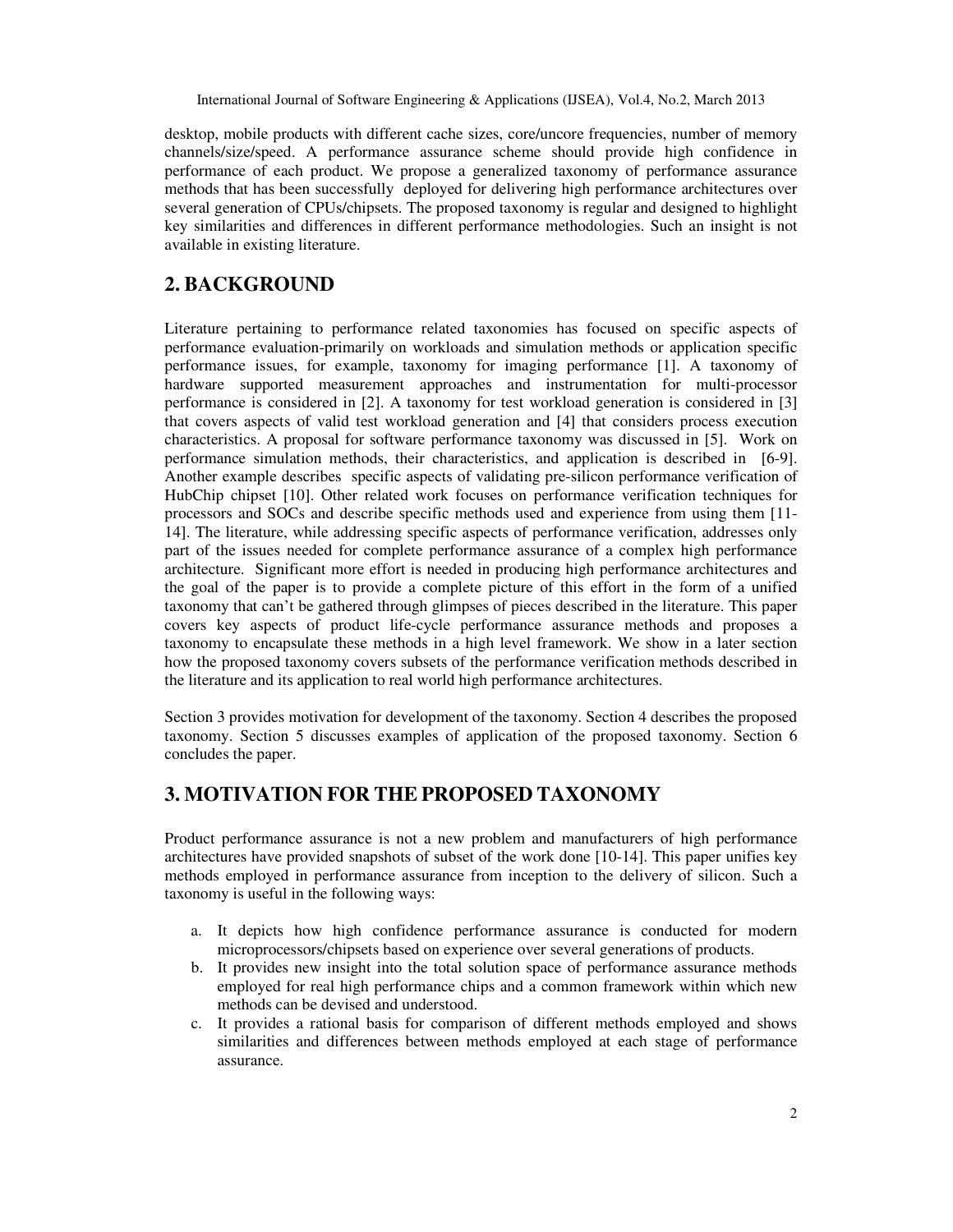desktop, mobile products with different cache sizes, core/uncore frequencies, number of memory channels/size/speed. A performance assurance scheme should provide high confidence in performance of each product. We propose a generalized taxonomy of performance assurance methods that has been successfully deployed for delivering high performance architectures over several generation of CPUs/chipsets. The proposed taxonomy is regular and designed to highlight key similarities and differences in different performance methodologies. Such an insight is not available in existing literature.

## 2. BACKGROUND

Literature pertaining to performance related taxonomies has focused on specific aspects of performance evaluation-primarily on workloads and simulation methods or application specific performance issues, for example, taxonomy for imaging performance [1]. A taxonomy of hardware supported measurement approaches and instrumentation for multi-processor performance is considered in [2]. A taxonomy for test workload generation is considered in [3] that covers aspects of valid test workload generation and [4] that considers process execution characteristics. A proposal for software performance taxonomy was discussed in [5]. Work on performance simulation methods, their characteristics, and application is described in [6-9]. Another example describes specific aspects of validating pre-silicon performance verification of HubChip chipset [10]. Other related work focuses on performance verification techniques for processors and SOCs and describe specific methods used and experience from using them [11-14]. The literature, while addressing specific aspects of performance verification, addresses only part of the issues needed for complete performance assurance of a complex high performance architecture. Significant more effort is needed in producing high performance architectures and the goal of the paper is to provide a complete picture of this effort in the form of a unified taxonomy that can't be gathered through glimpses of pieces described in the literature. This paper covers key aspects of product life-cycle performance assurance methods and proposes a taxonomy to encapsulate these methods in a high level framework. We show in a later section how the proposed taxonomy covers subsets of the performance verification methods described in the literature and its application to real world high performance architectures.

Section 3 provides motivation for development of the taxonomy. Section 4 describes the proposed taxonomy. Section 5 discusses examples of application of the proposed taxonomy. Section 6 concludes the paper.

## 3. MOTIVATION FOR THE PROPOSED TAXONOMY

Product performance assurance is not a new problem and manufacturers of high performance architectures have provided snapshots of subset of the work done [10-14]. This paper unifies key methods employed in performance assurance from inception to the delivery of silicon. Such a taxonomy is useful in the following ways:

a. It depicts how high confidence performance assurance is conducted for modern microprocessors/chipsets based on experience over several generations of products.
b. It provides new insight into the total solution space of performance assurance methods employed for real high performance chips and a common framework within which new methods can be devised and understood.
c. It provides a rational basis for comparison of different methods employed and shows similarities and differences between methods employed at each stage of performance assurance.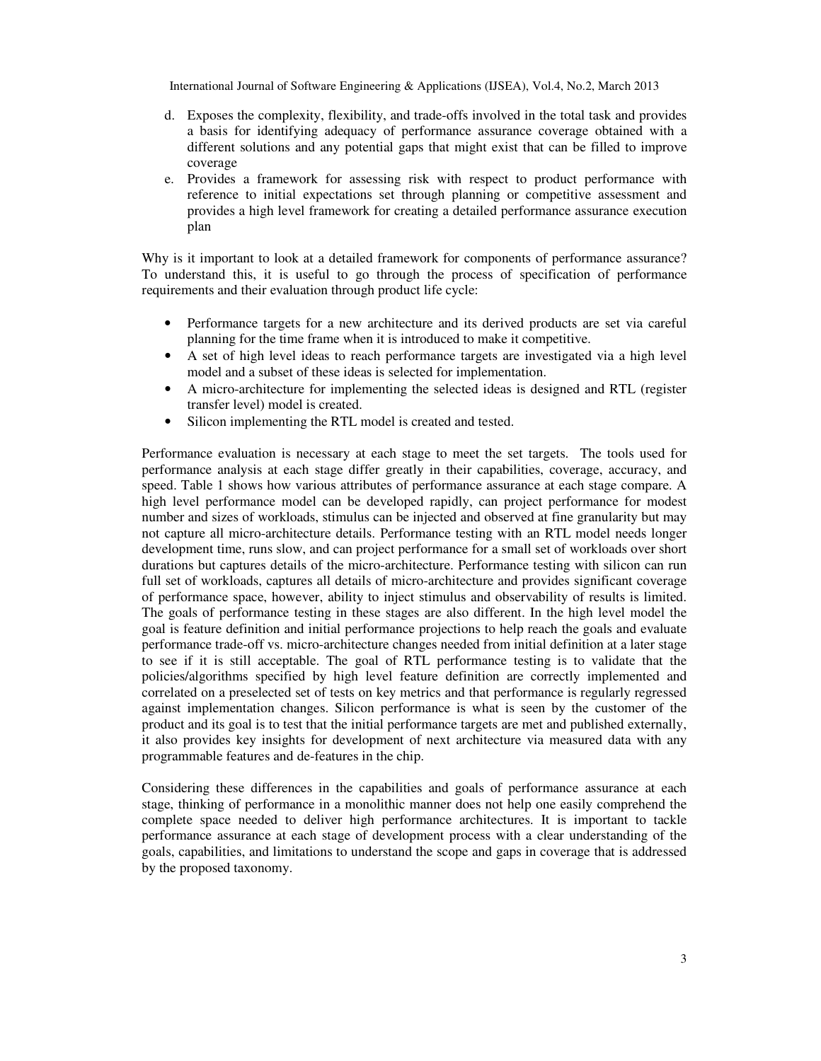d. Exposes the complexity, flexibility, and trade-offs involved in the total task and provides a basis for identifying adequacy of performance assurance coverage obtained with a different solutions and any potential gaps that might exist that can be filled to improve coverage
e. Provides a framework for assessing risk with respect to product performance with reference to initial expectations set through planning or competitive assessment and provides a high level framework for creating a detailed performance assurance execution plan

Why is it important to look at a detailed framework for components of performance assurance? To understand this, it is useful to go through the process of specification of performance requirements and their evaluation through product life cycle:

- Performance targets for a new architecture and its derived products are set via careful planning for the time frame when it is introduced to make it competitive.
- A set of high level ideas to reach performance targets are investigated via a high level model and a subset of these ideas is selected for implementation.
- A micro-architecture for implementing the selected ideas is designed and RTL (register transfer level) model is created.
- Silicon implementing the RTL model is created and tested.

Performance evaluation is necessary at each stage to meet the set targets. The tools used for performance analysis at each stage differ greatly in their capabilities, coverage, accuracy, and speed. Table 1 shows how various attributes of performance assurance at each stage compare. A high level performance model can be developed rapidly, can project performance for modest number and sizes of workloads, stimulus can be injected and observed at fine granularity but may not capture all micro-architecture details. Performance testing with an RTL model needs longer development time, runs slow, and can project performance for a small set of workloads over short durations but captures details of the micro-architecture. Performance testing with silicon can run full set of workloads, captures all details of micro-architecture and provides significant coverage of performance space, however, ability to inject stimulus and observability of results is limited. The goals of performance testing in these stages are also different. In the high level model the goal is feature definition and initial performance projections to help reach the goals and evaluate performance trade-off vs. micro-architecture changes needed from initial definition at a later stage to see if it is still acceptable. The goal of RTL performance testing is to validate that the policies/algorithms specified by high level feature definition are correctly implemented and correlated on a preselected set of tests on key metrics and that performance is regularly regressed against implementation changes. Silicon performance is what is seen by the customer of the product and its goal is to test that the initial performance targets are met and published externally, it also provides key insights for development of next architecture via measured data with any programmable features and de-features in the chip.

Considering these differences in the capabilities and goals of performance assurance at each stage, thinking of performance in a monolithic manner does not help one easily comprehend the complete space needed to deliver high performance architectures. It is important to tackle performance assurance at each stage of development process with a clear understanding of the goals, capabilities, and limitations to understand the scope and gaps in coverage that is addressed by the proposed taxonomy.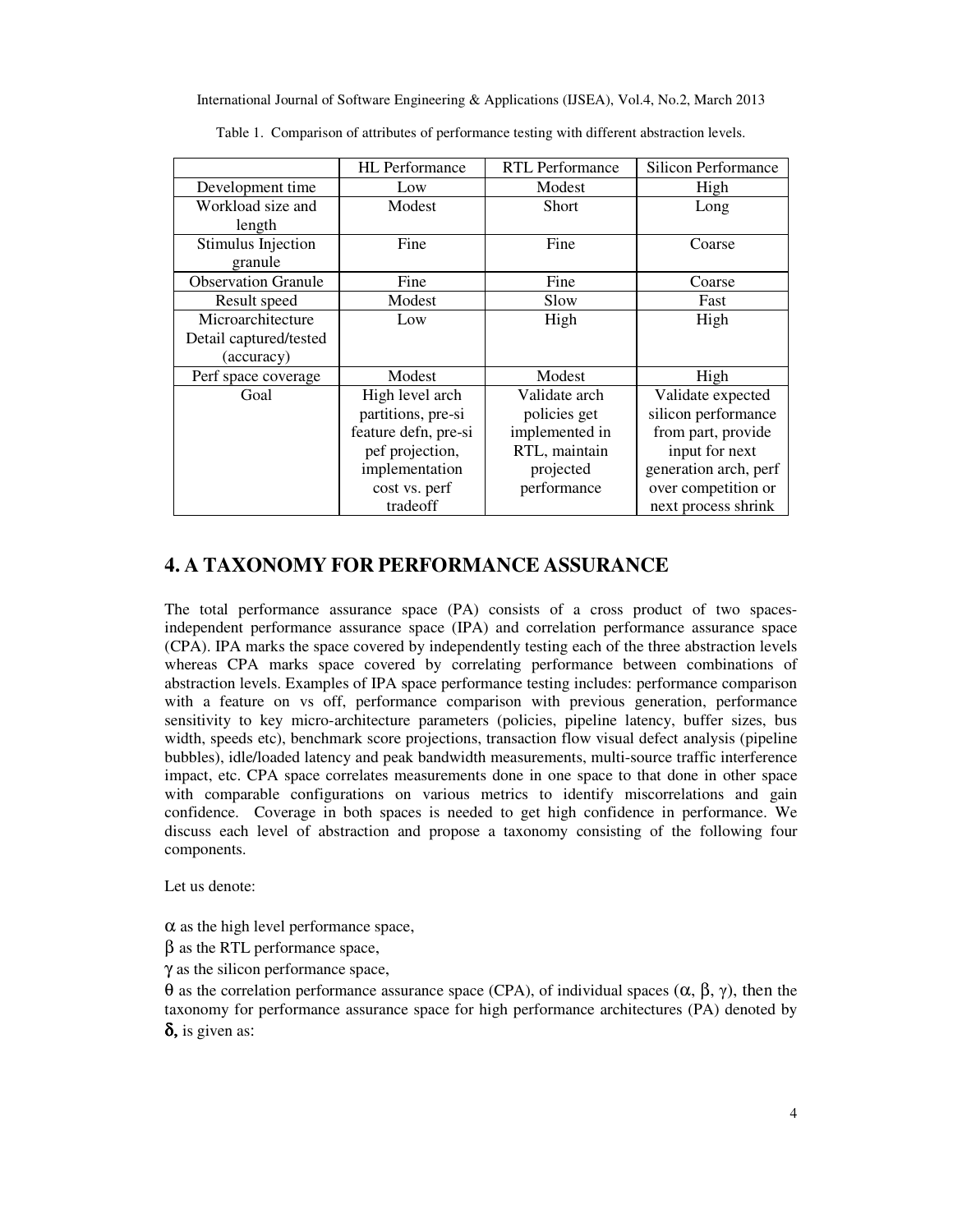Table 1. Comparison of attributes of performance testing with different abstraction levels.

| | HL Performance | RTL Performance | Silicon Performance |
|---|---|---|---|
| Development time | Low | Modest | High |
| Workload size and length | Modest | Short | Long |
| Stimulus Injection granule | Fine | Fine | Coarse |
| Observation Granule | Fine | Fine | Coarse |
| Result speed | Modest | Slow | Fast |
| Microarchitecture Detail captured/tested (accuracy) | Low | High | High |
| Perf space coverage | Modest | Modest | High |
| Goal | High level arch partitions, pre-si feature defn, pre-si pef projection, implementation cost vs. perf tradeoff | Validate arch policies get implemented in RTL, maintain projected performance | Validate expected silicon performance from part, provide input for next generation arch, perf over competition or next process shrink |

## 4. A TAXONOMY FOR PERFORMANCE ASSURANCE

The total performance assurance space (PA) consists of a cross product of two spaces- independent performance assurance space (IPA) and correlation performance assurance space (CPA). IPA marks the space covered by independently testing each of the three abstraction levels whereas CPA marks space covered by correlating performance between combinations of abstraction levels. Examples of IPA space performance testing includes: performance comparison with a feature on vs off, performance comparison with previous generation, performance sensitivity to key micro-architecture parameters (policies, pipeline latency, buffer sizes, bus width, speeds etc), benchmark score projections, transaction flow visual defect analysis (pipeline bubbles), idle/loaded latency and peak bandwidth measurements, multi-source traffic interference impact, etc. CPA space correlates measurements done in one space to that done in other space with comparable configurations on various metrics to identify miscorrelations and gain confidence. Coverage in both spaces is needed to get high confidence in performance. We discuss each level of abstraction and propose a taxonomy consisting of the following four components.

Let us denote:

$\alpha$ as the high level performance space,

$\beta$ as the RTL performance space,

$\gamma$ as the silicon performance space,

$\theta$ as the correlation performance assurance space (CPA), of individual spaces ($\alpha$, $\beta$, $\gamma$), then the taxonomy for performance assurance space for high performance architectures (PA) denoted by $\delta$**,** is given as: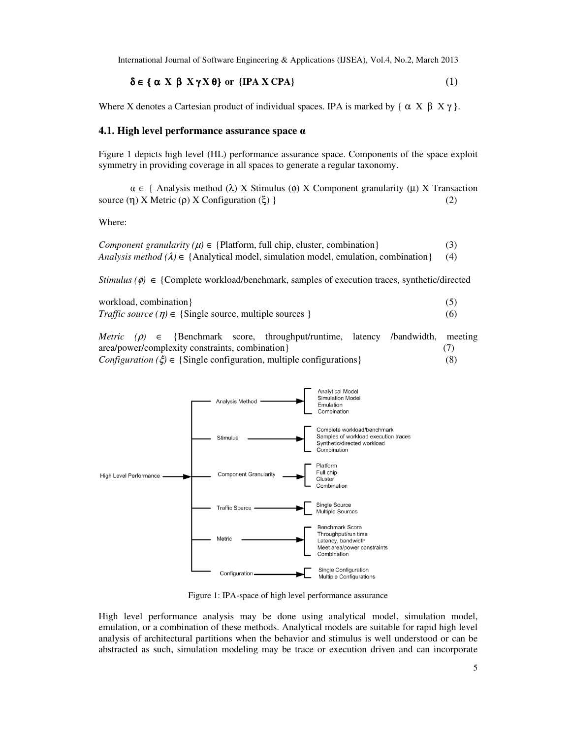$$\delta \in \{ \alpha \ X \ \beta \ X \gamma X \theta \} \text{ or } \{\text{IPA X CPA}\} \tag{1}$$

Where X denotes a Cartesian product of individual spaces. IPA is marked by $\{ \alpha \ X \ \beta \ X \gamma \}$.

### 4.1. High level performance assurance space α

Figure 1 depicts high level (HL) performance assurance space. Components of the space exploit symmetry in providing coverage in all spaces to generate a regular taxonomy.

$\alpha \in$ { Analysis method ($\lambda$) X Stimulus ($\phi$) X Component granularity ($\mu$) X Transaction source ($\eta$) X Metric ($\rho$) X Configuration ($\xi$) } (2)

Where:

*Component granularity ($\mu$)* $\in$ {Platform, full chip, cluster, combination} (3)
*Analysis method ($\lambda$)* $\in$ {Analytical model, simulation model, emulation, combination} (4)

*Stimulus ($\phi$)* $\in$ {Complete workload/benchmark, samples of execution traces, synthetic/directed workload, combination} (5)
*Traffic source ($\eta$)* $\in$ {Single source, multiple sources } (6)

*Metric ($\rho$)* $\in$ {Benchmark score, throughput/runtime, latency /bandwidth, meeting area/power/complexity constraints, combination} (7)
*Configuration ($\xi$)* $\in$ {Single configuration, multiple configurations} (8)

High Level Performance

Analysis Method
Analytical Model
Simulation Model
Emulation
Combination

Stimulus
Complete workload/benchmark
Samples of workload execution traces
Synthetic/directed workload
Combination

Component Granularity
Platform
Full chip
Cluster
Combination

Traffic Source
Single Source
Multiple Sources

Metric
Benchmark Score
Throughput/run time
Latency, bandwidth
Meet area/power constraints
Combination

Configuration
Single Configuration
Multiple Configurations

Figure 1: IPA-space of high level performance assurance

High level performance analysis may be done using analytical model, simulation model, emulation, or a combination of these methods. Analytical models are suitable for rapid high level analysis of architectural partitions when the behavior and stimulus is well understood or can be abstracted as such, simulation modeling may be trace or execution driven and can incorporate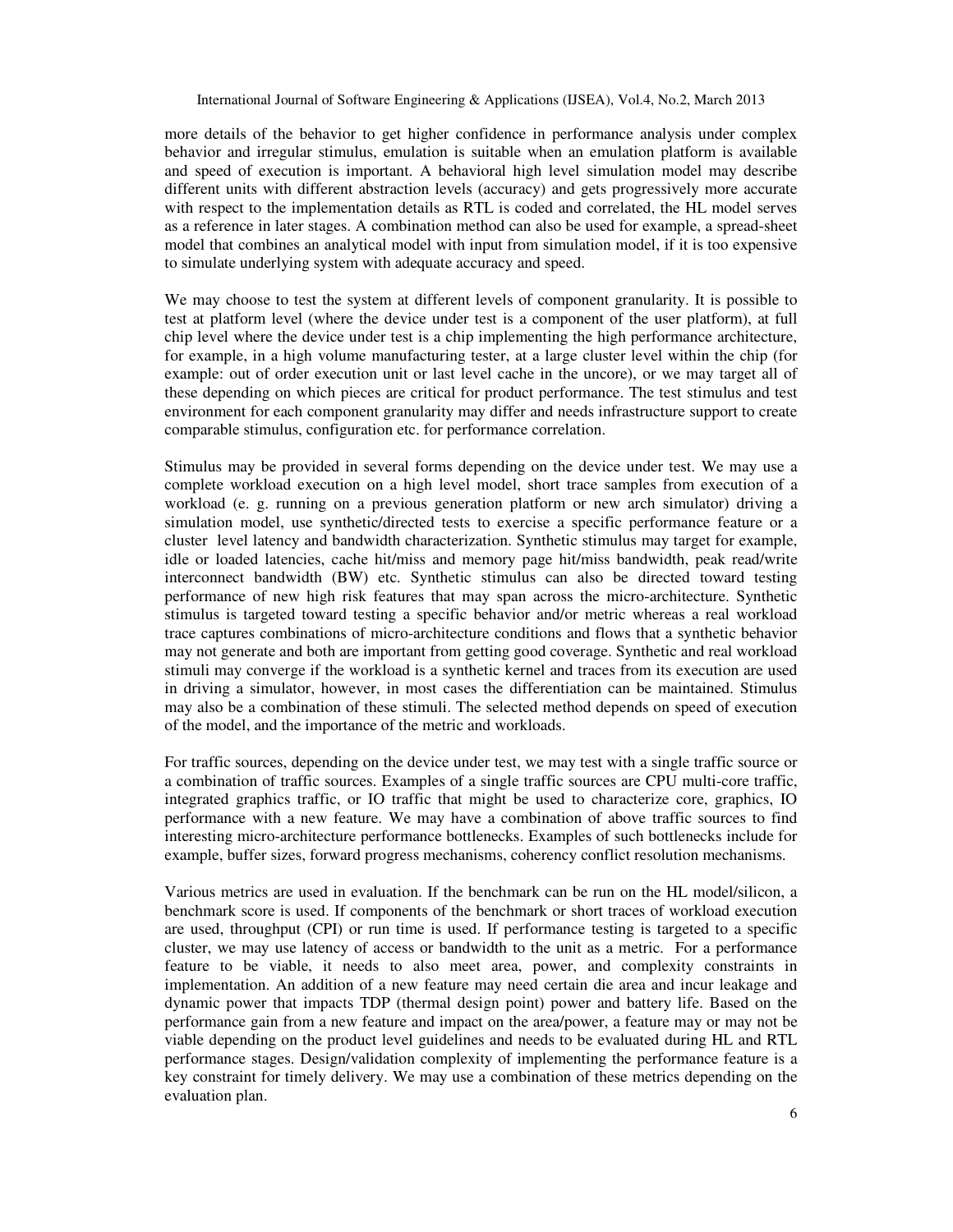more details of the behavior to get higher confidence in performance analysis under complex behavior and irregular stimulus, emulation is suitable when an emulation platform is available and speed of execution is important. A behavioral high level simulation model may describe different units with different abstraction levels (accuracy) and gets progressively more accurate with respect to the implementation details as RTL is coded and correlated, the HL model serves as a reference in later stages. A combination method can also be used for example, a spread-sheet model that combines an analytical model with input from simulation model, if it is too expensive to simulate underlying system with adequate accuracy and speed.

We may choose to test the system at different levels of component granularity. It is possible to test at platform level (where the device under test is a component of the user platform), at full chip level where the device under test is a chip implementing the high performance architecture, for example, in a high volume manufacturing tester, at a large cluster level within the chip (for example: out of order execution unit or last level cache in the uncore), or we may target all of these depending on which pieces are critical for product performance. The test stimulus and test environment for each component granularity may differ and needs infrastructure support to create comparable stimulus, configuration etc. for performance correlation.

Stimulus may be provided in several forms depending on the device under test. We may use a complete workload execution on a high level model, short trace samples from execution of a workload (e. g. running on a previous generation platform or new arch simulator) driving a simulation model, use synthetic/directed tests to exercise a specific performance feature or a cluster level latency and bandwidth characterization. Synthetic stimulus may target for example, idle or loaded latencies, cache hit/miss and memory page hit/miss bandwidth, peak read/write interconnect bandwidth (BW) etc. Synthetic stimulus can also be directed toward testing performance of new high risk features that may span across the micro-architecture. Synthetic stimulus is targeted toward testing a specific behavior and/or metric whereas a real workload trace captures combinations of micro-architecture conditions and flows that a synthetic behavior may not generate and both are important from getting good coverage. Synthetic and real workload stimuli may converge if the workload is a synthetic kernel and traces from its execution are used in driving a simulator, however, in most cases the differentiation can be maintained. Stimulus may also be a combination of these stimuli. The selected method depends on speed of execution of the model, and the importance of the metric and workloads.

For traffic sources, depending on the device under test, we may test with a single traffic source or a combination of traffic sources. Examples of a single traffic sources are CPU multi-core traffic, integrated graphics traffic, or IO traffic that might be used to characterize core, graphics, IO performance with a new feature. We may have a combination of above traffic sources to find interesting micro-architecture performance bottlenecks. Examples of such bottlenecks include for example, buffer sizes, forward progress mechanisms, coherency conflict resolution mechanisms.

Various metrics are used in evaluation. If the benchmark can be run on the HL model/silicon, a benchmark score is used. If components of the benchmark or short traces of workload execution are used, throughput (CPI) or run time is used. If performance testing is targeted to a specific cluster, we may use latency of access or bandwidth to the unit as a metric. For a performance feature to be viable, it needs to also meet area, power, and complexity constraints in implementation. An addition of a new feature may need certain die area and incur leakage and dynamic power that impacts TDP (thermal design point) power and battery life. Based on the performance gain from a new feature and impact on the area/power, a feature may or may not be viable depending on the product level guidelines and needs to be evaluated during HL and RTL performance stages. Design/validation complexity of implementing the performance feature is a key constraint for timely delivery. We may use a combination of these metrics depending on the evaluation plan.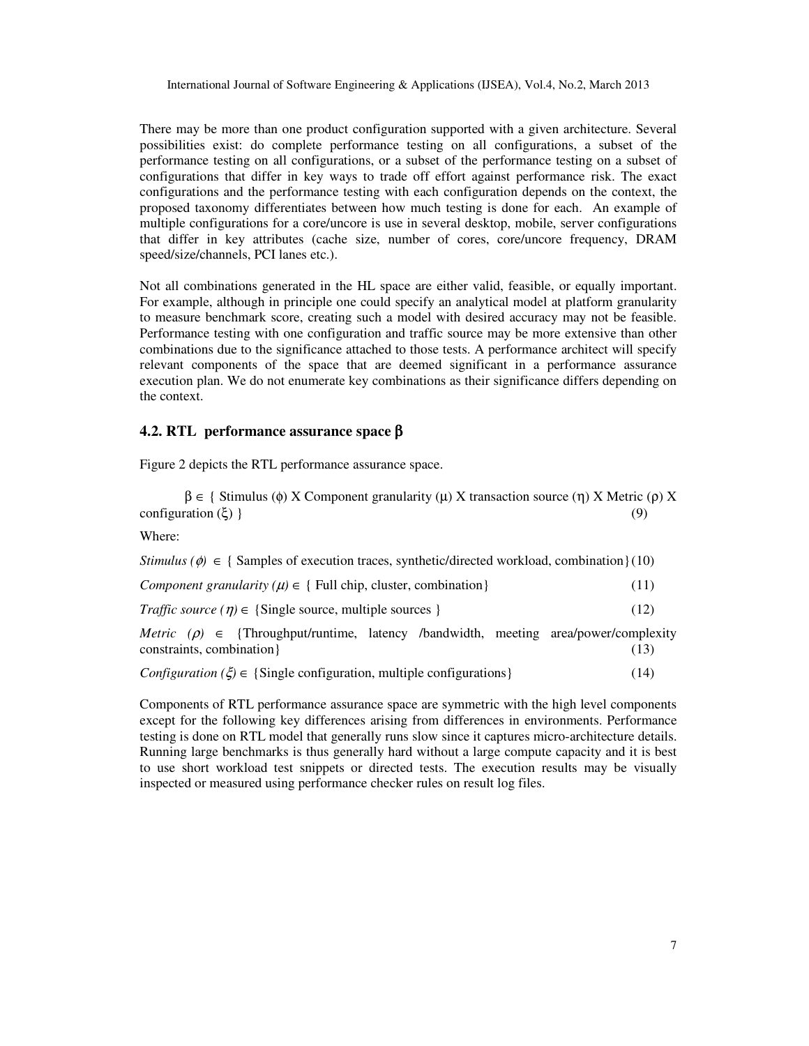There may be more than one product configuration supported with a given architecture. Several possibilities exist: do complete performance testing on all configurations, a subset of the performance testing on all configurations, or a subset of the performance testing on a subset of configurations that differ in key ways to trade off effort against performance risk. The exact configurations and the performance testing with each configuration depends on the context, the proposed taxonomy differentiates between how much testing is done for each. An example of multiple configurations for a core/uncore is use in several desktop, mobile, server configurations that differ in key attributes (cache size, number of cores, core/uncore frequency, DRAM speed/size/channels, PCI lanes etc.).

Not all combinations generated in the HL space are either valid, feasible, or equally important. For example, although in principle one could specify an analytical model at platform granularity to measure benchmark score, creating such a model with desired accuracy may not be feasible. Performance testing with one configuration and traffic source may be more extensive than other combinations due to the significance attached to those tests. A performance architect will specify relevant components of the space that are deemed significant in a performance assurance execution plan. We do not enumerate key combinations as their significance differs depending on the context.

### 4.2. RTL performance assurance space $\beta$

Figure 2 depicts the RTL performance assurance space.

$\beta \in$ { Stimulus ($\phi$) X Component granularity ($\mu$) X transaction source ($\eta$) X Metric ($\rho$) X configuration ($\xi$) } (9)

Where:

*Stimulus ($\phi$)* $\in$ { Samples of execution traces, synthetic/directed workload, combination} (10)

*Component granularity ($\mu$)* $\in$ { Full chip, cluster, combination} (11)

*Traffic source ($\eta$)* $\in$ {Single source, multiple sources } (12)

*Metric ($\rho$)* $\in$ {Throughput/runtime, latency /bandwidth, meeting area/power/complexity constraints, combination} (13)

*Configuration ($\xi$)* $\in$ {Single configuration, multiple configurations} (14)

Components of RTL performance assurance space are symmetric with the high level components except for the following key differences arising from differences in environments. Performance testing is done on RTL model that generally runs slow since it captures micro-architecture details. Running large benchmarks is thus generally hard without a large compute capacity and it is best to use short workload test snippets or directed tests. The execution results may be visually inspected or measured using performance checker rules on result log files.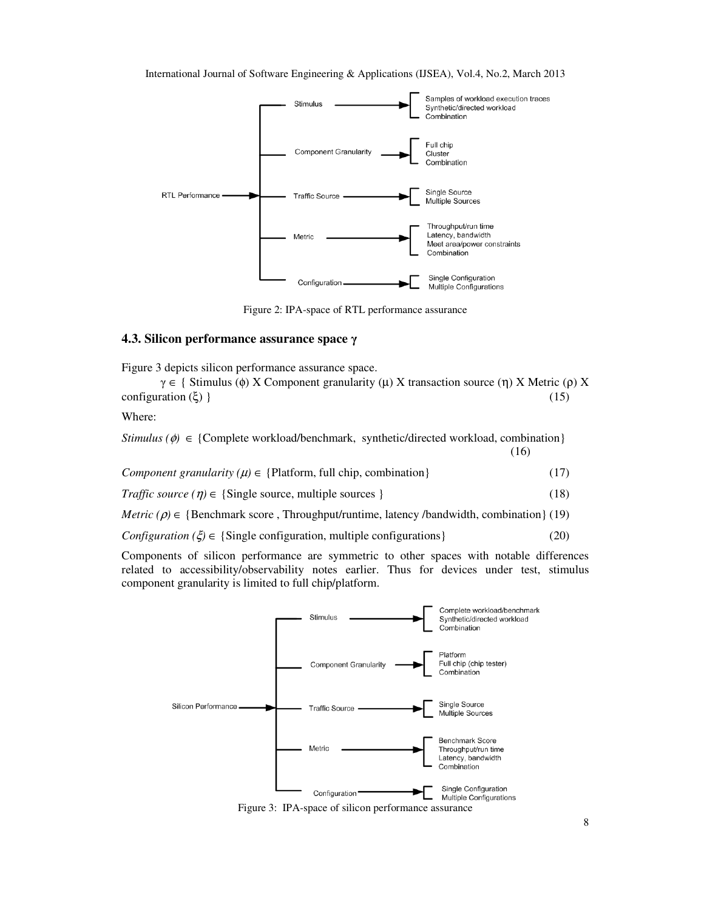RTL Performance

Stimulus
- Samples of workload execution traces
- Synthetic/directed workload
- Combination

Component Granularity
- Full chip
- Cluster
- Combination

Traffic Source
- Single Source
- Multiple Sources

Metric
- Throughput/run time
- Latency, bandwidth
- Meet area/power constraints
- Combination

Configuration
- Single Configuration
- Multiple Configurations

Figure 2: IPA-space of RTL performance assurance

### 4.3. Silicon performance assurance space γ

Figure 3 depicts silicon performance assurance space.

$$\gamma \in \{ \text{Stimulus } (\phi) \text{ X Component granularity } (\mu) \text{ X transaction source } (\eta) \text{ X Metric } (\rho) \text{ X configuration } (\xi) \} \quad (15)$$

Where:

*Stimulus* ($\phi$) $\in$ {Complete workload/benchmark, synthetic/directed workload, combination} (16)

*Component granularity* ($\mu$) $\in$ {Platform, full chip, combination} (17)

*Traffic source* ($\eta$) $\in$ {Single source, multiple sources } (18)

*Metric* ($\rho$) $\in$ {Benchmark score , Throughput/runtime, latency /bandwidth, combination} (19)

*Configuration* ($\xi$) $\in$ {Single configuration, multiple configurations} (20)

Components of silicon performance are symmetric to other spaces with notable differences related to accessibility/observability notes earlier. Thus for devices under test, stimulus component granularity is limited to full chip/platform.

Silicon Performance

Stimulus
- Complete workload/benchmark
- Synthetic/directed workload
- Combination

Component Granularity
- Platform
- Full chip (chip tester)
- Combination

Traffic Source
- Single Source
- Multiple Sources

Metric
- Benchmark Score
- Throughput/run time
- Latency, bandwidth
- Combination

Configuration
- Single Configuration
- Multiple Configurations

Figure 3: IPA-space of silicon performance assurance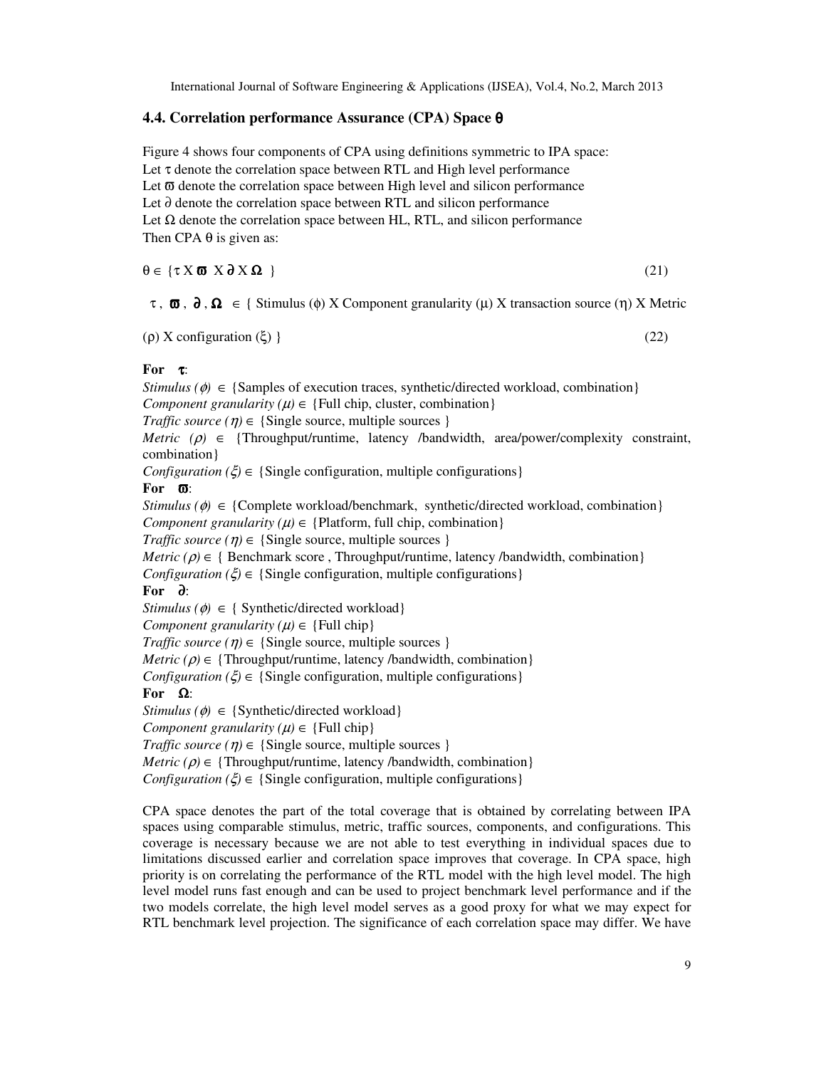### 4.4. Correlation performance Assurance (CPA) Space $\theta$

Figure 4 shows four components of CPA using definitions symmetric to IPA space:
Let $\tau$ denote the correlation space between RTL and High level performance
Let $\varpi$ denote the correlation space between High level and silicon performance
Let $\partial$ denote the correlation space between RTL and silicon performance
Let $\Omega$ denote the correlation space between HL, RTL, and silicon performance
Then CPA $\theta$ is given as:

$$\theta \in \{\tau \text{ X } \varpi \text{ X } \partial \text{ X } \Omega\} \tag{21}$$

$$\tau, \varpi, \partial, \Omega \in \{\text{Stimulus } (\phi) \text{ X Component granularity } (\mu) \text{ X transaction source } (\eta) \text{ X Metric } (\rho) \text{ X configuration } (\xi)\} \tag{22}$$

**For $\tau$:**
*Stimulus ($\phi$)* $\in$ {Samples of execution traces, synthetic/directed workload, combination}
*Component granularity ($\mu$)* $\in$ {Full chip, cluster, combination}
*Traffic source ($\eta$)* $\in$ {Single source, multiple sources }
*Metric ($\rho$)* $\in$ {Throughput/runtime, latency /bandwidth, area/power/complexity constraint, combination}
*Configuration ($\xi$)* $\in$ {Single configuration, multiple configurations}

**For $\varpi$:**
*Stimulus ($\phi$)* $\in$ {Complete workload/benchmark, synthetic/directed workload, combination}
*Component granularity ($\mu$)* $\in$ {Platform, full chip, combination}
*Traffic source ($\eta$)* $\in$ {Single source, multiple sources }
*Metric ($\rho$)* $\in$ { Benchmark score , Throughput/runtime, latency /bandwidth, combination}
*Configuration ($\xi$)* $\in$ {Single configuration, multiple configurations}

**For $\partial$:**
*Stimulus ($\phi$)* $\in$ { Synthetic/directed workload}
*Component granularity ($\mu$)* $\in$ {Full chip}
*Traffic source ($\eta$)* $\in$ {Single source, multiple sources }
*Metric ($\rho$)* $\in$ {Throughput/runtime, latency /bandwidth, combination}
*Configuration ($\xi$)* $\in$ {Single configuration, multiple configurations}

**For $\Omega$:**
*Stimulus ($\phi$)* $\in$ {Synthetic/directed workload}
*Component granularity ($\mu$)* $\in$ {Full chip}
*Traffic source ($\eta$)* $\in$ {Single source, multiple sources }
*Metric ($\rho$)* $\in$ {Throughput/runtime, latency /bandwidth, combination}
*Configuration ($\xi$)* $\in$ {Single configuration, multiple configurations}

CPA space denotes the part of the total coverage that is obtained by correlating between IPA spaces using comparable stimulus, metric, traffic sources, components, and configurations. This coverage is necessary because we are not able to test everything in individual spaces due to limitations discussed earlier and correlation space improves that coverage. In CPA space, high priority is on correlating the performance of the RTL model with the high level model. The high level model runs fast enough and can be used to project benchmark level performance and if the two models correlate, the high level model serves as a good proxy for what we may expect for RTL benchmark level projection. The significance of each correlation space may differ. We have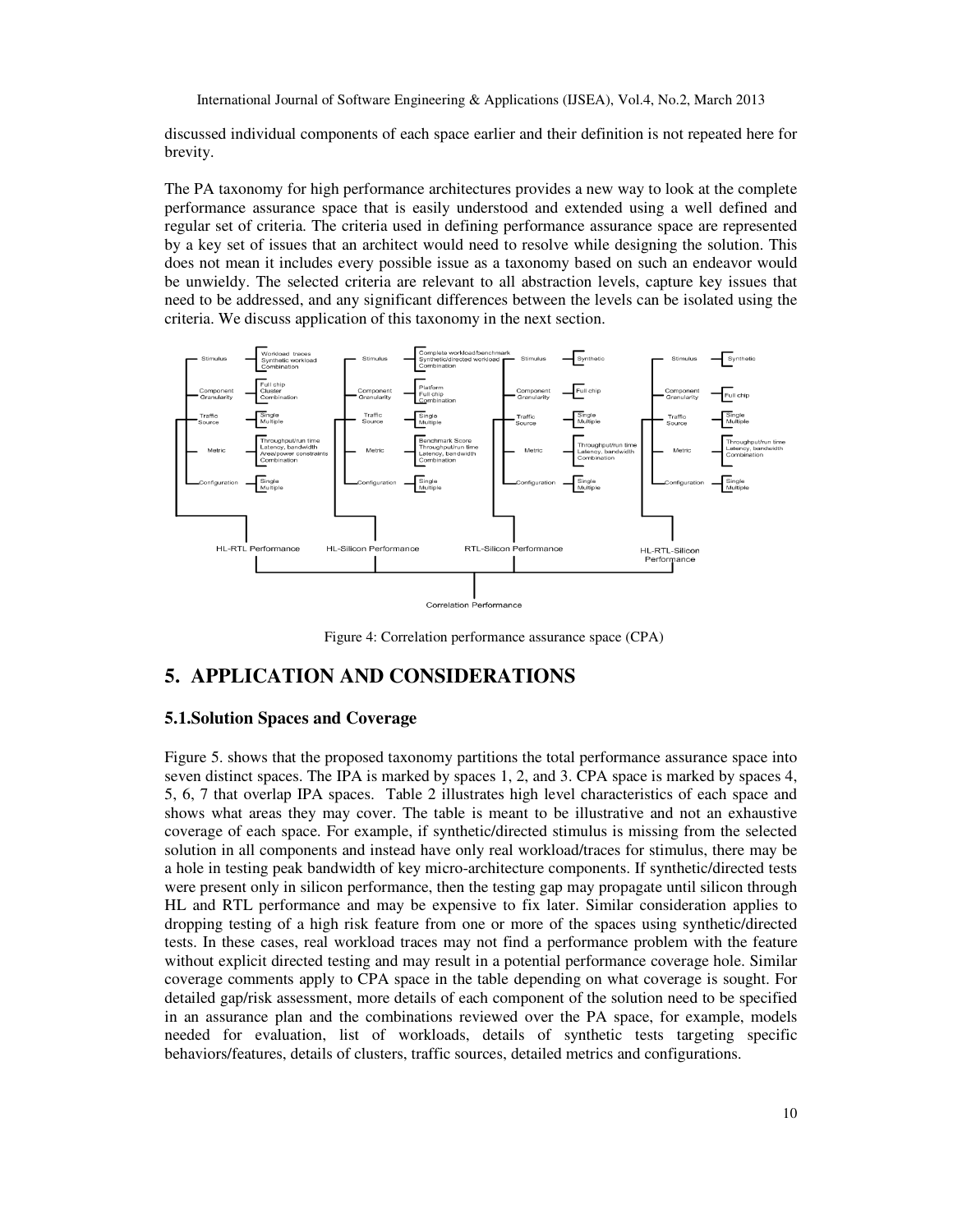discussed individual components of each space earlier and their definition is not repeated here for brevity.

The PA taxonomy for high performance architectures provides a new way to look at the complete performance assurance space that is easily understood and extended using a well defined and regular set of criteria. The criteria used in defining performance assurance space are represented by a key set of issues that an architect would need to resolve while designing the solution. This does not mean it includes every possible issue as a taxonomy based on such an endeavor would be unwieldy. The selected criteria are relevant to all abstraction levels, capture key issues that need to be addressed, and any significant differences between the levels can be isolated using the criteria. We discuss application of this taxonomy in the next section.

Stimulus
Workload traces
Synthetic workload
Combination
Component Granularity
Full chip
Cluster
Combination
Traffic Source
Single
Multiple
Metric
Throughput/run time
Latency, bandwidth
Area/power constraints
Combination
Configuration
Single
Multiple
HL-RTL Performance

Stimulus
Complete workload/benchmark
Synthetic/directed workload
Combination
Component Granularity
Platform
Full chip
Combination
Traffic Source
Single
Multiple
Metric
Benchmark Score
Throughput/run time
Latency, bandwidth
Combination
Configuration
Single
Multiple
HL-Silicon Performance

Stimulus
Synthetic
Component Granularity
Full chip
Traffic Source
Single
Multiple
Metric
Throughput/run time
Latency, bandwidth
Combination
Configuration
Single
Multiple
RTL-Silicon Performance

Stimulus
Synthetic
Component Granularity
Full chip
Traffic Source
Single
Multiple
Metric
Throughput/run time
Latency, bandwidth
Combination
Configuration
Single
Multiple
HL-RTL-Silicon Performance

Correlation Performance

Figure 4: Correlation performance assurance space (CPA)

# 5. APPLICATION AND CONSIDERATIONS

## 5.1.Solution Spaces and Coverage

Figure 5. shows that the proposed taxonomy partitions the total performance assurance space into seven distinct spaces. The IPA is marked by spaces 1, 2, and 3. CPA space is marked by spaces 4, 5, 6, 7 that overlap IPA spaces. Table 2 illustrates high level characteristics of each space and shows what areas they may cover. The table is meant to be illustrative and not an exhaustive coverage of each space. For example, if synthetic/directed stimulus is missing from the selected solution in all components and instead have only real workload/traces for stimulus, there may be a hole in testing peak bandwidth of key micro-architecture components. If synthetic/directed tests were present only in silicon performance, then the testing gap may propagate until silicon through HL and RTL performance and may be expensive to fix later. Similar consideration applies to dropping testing of a high risk feature from one or more of the spaces using synthetic/directed tests. In these cases, real workload traces may not find a performance problem with the feature without explicit directed testing and may result in a potential performance coverage hole. Similar coverage comments apply to CPA space in the table depending on what coverage is sought. For detailed gap/risk assessment, more details of each component of the solution need to be specified in an assurance plan and the combinations reviewed over the PA space, for example, models needed for evaluation, list of workloads, details of synthetic tests targeting specific behaviors/features, details of clusters, traffic sources, detailed metrics and configurations.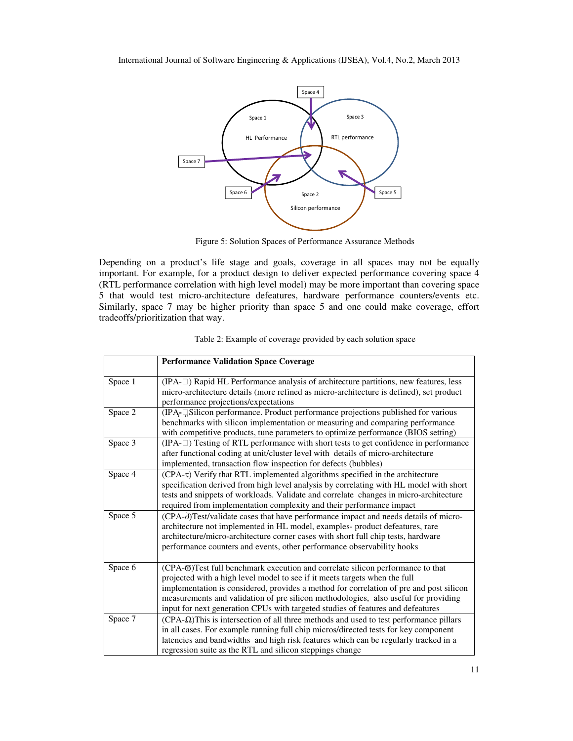Space 4

Space 1

HL Performance

Space 3

RTL performance

Space 7

Space 6

Space 2

Silicon performance

Space 5

Figure 5: Solution Spaces of Performance Assurance Methods

Depending on a product's life stage and goals, coverage in all spaces may not be equally important. For example, for a product design to deliver expected performance covering space 4 (RTL performance correlation with high level model) may be more important than covering space 5 that would test micro-architecture defeatures, hardware performance counters/events etc. Similarly, space 7 may be higher priority than space 5 and one could make coverage, effort tradeoffs/prioritization that way.

Table 2: Example of coverage provided by each solution space

| | Performance Validation Space Coverage |
|---|---|
| Space 1 | (IPA-□) Rapid HL Performance analysis of architecture partitions, new features, less micro-architecture details (more refined as micro-architecture is defined), set product performance projections/expectations |
| Space 2 | (IPA-□Silicon performance. Product performance projections published for various benchmarks with silicon implementation or measuring and comparing performance with competitive products, tune parameters to optimize performance (BIOS setting) |
| Space 3 | (IPA-□) Testing of RTL performance with short tests to get confidence in performance after functional coding at unit/cluster level with details of micro-architecture implemented, transaction flow inspection for defects (bubbles) |
| Space 4 | (CPA-τ) Verify that RTL implemented algorithms specified in the architecture specification derived from high level analysis by correlating with HL model with short tests and snippets of workloads. Validate and correlate changes in micro-architecture required from implementation complexity and their performance impact |
| Space 5 | (CPA-∂)Test/validate cases that have performance impact and needs details of micro-architecture not implemented in HL model, examples- product defeatures, rare architecture/micro-architecture corner cases with short full chip tests, hardware performance counters and events, other performance observability hooks |
| Space 6 | (CPA-ϖ)Test full benchmark execution and correlate silicon performance to that projected with a high level model to see if it meets targets when the full implementation is considered, provides a method for correlation of pre and post silicon measurements and validation of pre silicon methodologies, also useful for providing input for next generation CPUs with targeted studies of features and defeatures |
| Space 7 | (CPA-Ω)This is intersection of all three methods and used to test performance pillars in all cases. For example running full chip micros/directed tests for key component latencies and bandwidths and high risk features which can be regularly tracked in a regression suite as the RTL and silicon steppings change |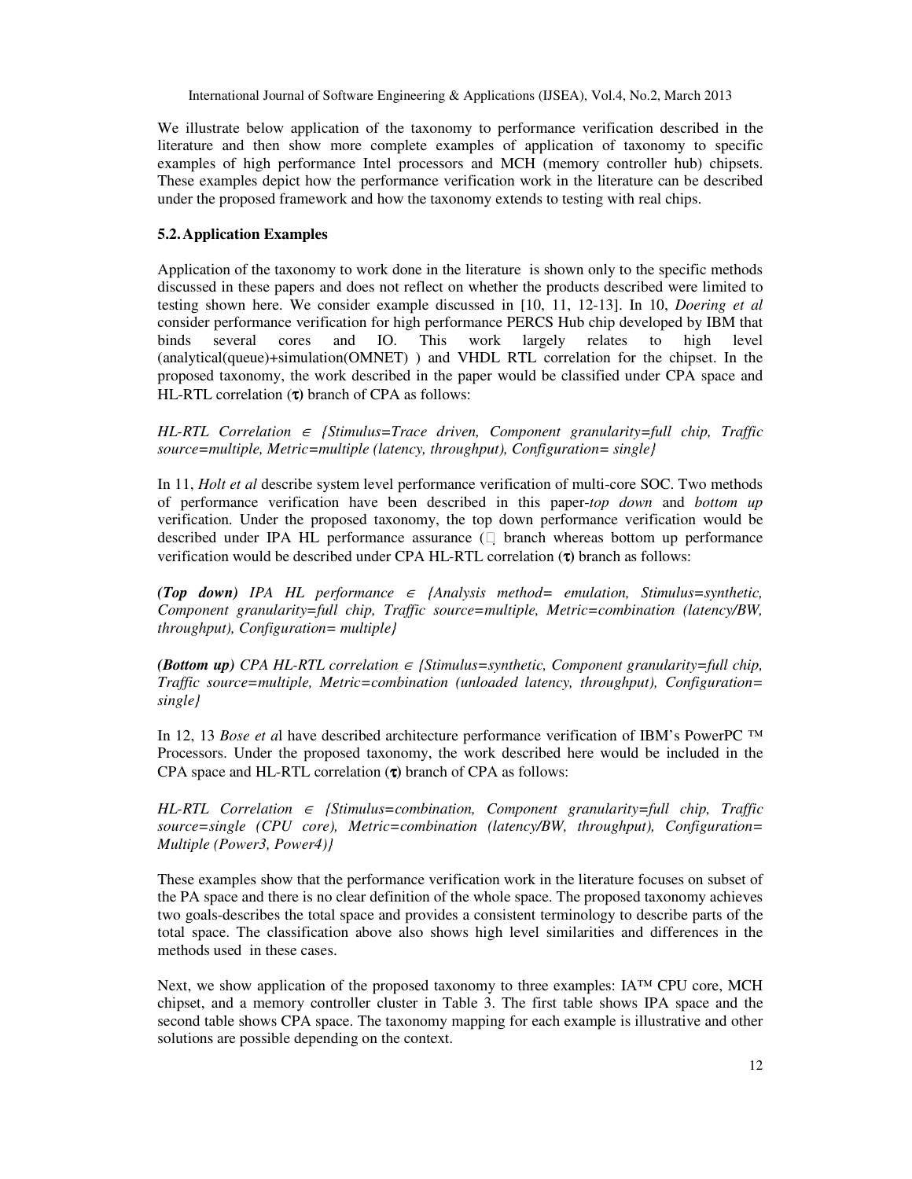We illustrate below application of the taxonomy to performance verification described in the literature and then show more complete examples of application of taxonomy to specific examples of high performance Intel processors and MCH (memory controller hub) chipsets. These examples depict how the performance verification work in the literature can be described under the proposed framework and how the taxonomy extends to testing with real chips.

### 5.2. Application Examples

Application of the taxonomy to work done in the literature is shown only to the specific methods discussed in these papers and does not reflect on whether the products described were limited to testing shown here. We consider example discussed in [10, 11, 12-13]. In 10, *Doering et al* consider performance verification for high performance PERCS Hub chip developed by IBM that binds several cores and IO. This work largely relates to high level (analytical(queue)+simulation(OMNET) ) and VHDL RTL correlation for the chipset. In the proposed taxonomy, the work described in the paper would be classified under CPA space and HL-RTL correlation (**τ**) branch of CPA as follows:

*HL-RTL Correlation* $\in$ *{Stimulus=Trace driven, Component granularity=full chip, Traffic source=multiple, Metric=multiple (latency, throughput), Configuration= single}*

In 11, *Holt et al* describe system level performance verification of multi-core SOC. Two methods of performance verification have been described in this paper-*top down* and *bottom up* verification. Under the proposed taxonomy, the top down performance verification would be described under IPA HL performance assurance ( branch whereas bottom up performance verification would be described under CPA HL-RTL correlation (**τ**) branch as follows:

***(Top down)*** *IPA HL performance* $\in$ *{Analysis method= emulation, Stimulus=synthetic, Component granularity=full chip, Traffic source=multiple, Metric=combination (latency/BW, throughput), Configuration= multiple}*

***(Bottom up)*** *CPA HL-RTL correlation* $\in$ *{Stimulus=synthetic, Component granularity=full chip, Traffic source=multiple, Metric=combination (unloaded latency, throughput), Configuration= single}*

In 12, 13 *Bose et a*l have described architecture performance verification of IBM's PowerPC ™ Processors. Under the proposed taxonomy, the work described here would be included in the CPA space and HL-RTL correlation (**τ**) branch of CPA as follows:

*HL-RTL Correlation* $\in$ *{Stimulus=combination, Component granularity=full chip, Traffic source=single (CPU core), Metric=combination (latency/BW, throughput), Configuration= Multiple (Power3, Power4)}*

These examples show that the performance verification work in the literature focuses on subset of the PA space and there is no clear definition of the whole space. The proposed taxonomy achieves two goals-describes the total space and provides a consistent terminology to describe parts of the total space. The classification above also shows high level similarities and differences in the methods used in these cases.

Next, we show application of the proposed taxonomy to three examples: IA™ CPU core, MCH chipset, and a memory controller cluster in Table 3. The first table shows IPA space and the second table shows CPA space. The taxonomy mapping for each example is illustrative and other solutions are possible depending on the context.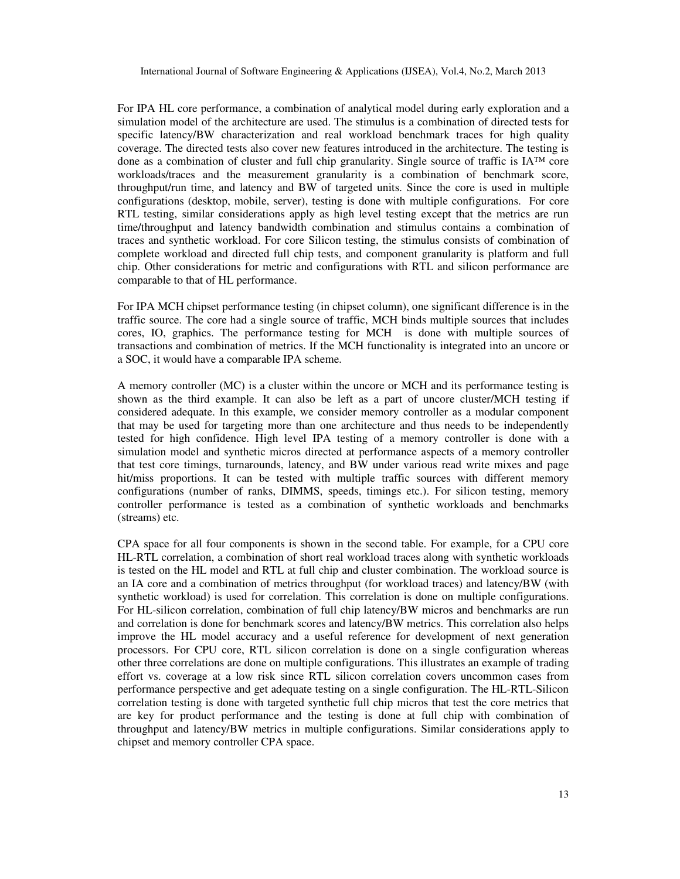For IPA HL core performance, a combination of analytical model during early exploration and a simulation model of the architecture are used. The stimulus is a combination of directed tests for specific latency/BW characterization and real workload benchmark traces for high quality coverage. The directed tests also cover new features introduced in the architecture. The testing is done as a combination of cluster and full chip granularity. Single source of traffic is IA™ core workloads/traces and the measurement granularity is a combination of benchmark score, throughput/run time, and latency and BW of targeted units. Since the core is used in multiple configurations (desktop, mobile, server), testing is done with multiple configurations. For core RTL testing, similar considerations apply as high level testing except that the metrics are run time/throughput and latency bandwidth combination and stimulus contains a combination of traces and synthetic workload. For core Silicon testing, the stimulus consists of combination of complete workload and directed full chip tests, and component granularity is platform and full chip. Other considerations for metric and configurations with RTL and silicon performance are comparable to that of HL performance.

For IPA MCH chipset performance testing (in chipset column), one significant difference is in the traffic source. The core had a single source of traffic, MCH binds multiple sources that includes cores, IO, graphics. The performance testing for MCH is done with multiple sources of transactions and combination of metrics. If the MCH functionality is integrated into an uncore or a SOC, it would have a comparable IPA scheme.

A memory controller (MC) is a cluster within the uncore or MCH and its performance testing is shown as the third example. It can also be left as a part of uncore cluster/MCH testing if considered adequate. In this example, we consider memory controller as a modular component that may be used for targeting more than one architecture and thus needs to be independently tested for high confidence. High level IPA testing of a memory controller is done with a simulation model and synthetic micros directed at performance aspects of a memory controller that test core timings, turnarounds, latency, and BW under various read write mixes and page hit/miss proportions. It can be tested with multiple traffic sources with different memory configurations (number of ranks, DIMMS, speeds, timings etc.). For silicon testing, memory controller performance is tested as a combination of synthetic workloads and benchmarks (streams) etc.

CPA space for all four components is shown in the second table. For example, for a CPU core HL-RTL correlation, a combination of short real workload traces along with synthetic workloads is tested on the HL model and RTL at full chip and cluster combination. The workload source is an IA core and a combination of metrics throughput (for workload traces) and latency/BW (with synthetic workload) is used for correlation. This correlation is done on multiple configurations. For HL-silicon correlation, combination of full chip latency/BW micros and benchmarks are run and correlation is done for benchmark scores and latency/BW metrics. This correlation also helps improve the HL model accuracy and a useful reference for development of next generation processors. For CPU core, RTL silicon correlation is done on a single configuration whereas other three correlations are done on multiple configurations. This illustrates an example of trading effort vs. coverage at a low risk since RTL silicon correlation covers uncommon cases from performance perspective and get adequate testing on a single configuration. The HL-RTL-Silicon correlation testing is done with targeted synthetic full chip micros that test the core metrics that are key for product performance and the testing is done at full chip with combination of throughput and latency/BW metrics in multiple configurations. Similar considerations apply to chipset and memory controller CPA space.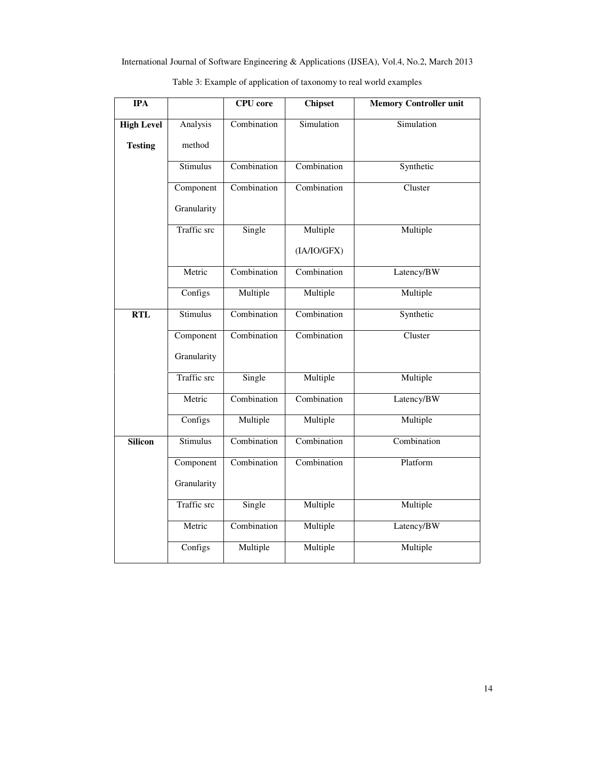Table 3: Example of application of taxonomy to real world examples

| IPA | | CPU core | Chipset | Memory Controller unit |
|---|---|---|---|---|
| **High Level Testing** | Analysis method | Combination | Simulation | Simulation |
| | Stimulus | Combination | Combination | Synthetic |
| | Component Granularity | Combination | Combination | Cluster |
| | Traffic src | Single | Multiple (IA/IO/GFX) | Multiple |
| | Metric | Combination | Combination | Latency/BW |
| | Configs | Multiple | Multiple | Multiple |
| **RTL** | Stimulus | Combination | Combination | Synthetic |
| | Component Granularity | Combination | Combination | Cluster |
| | Traffic src | Single | Multiple | Multiple |
| | Metric | Combination | Combination | Latency/BW |
| | Configs | Multiple | Multiple | Multiple |
| **Silicon** | Stimulus | Combination | Combination | Combination |
| | Component Granularity | Combination | Combination | Platform |
| | Traffic src | Single | Multiple | Multiple |
| | Metric | Combination | Multiple | Latency/BW |
| | Configs | Multiple | Multiple | Multiple |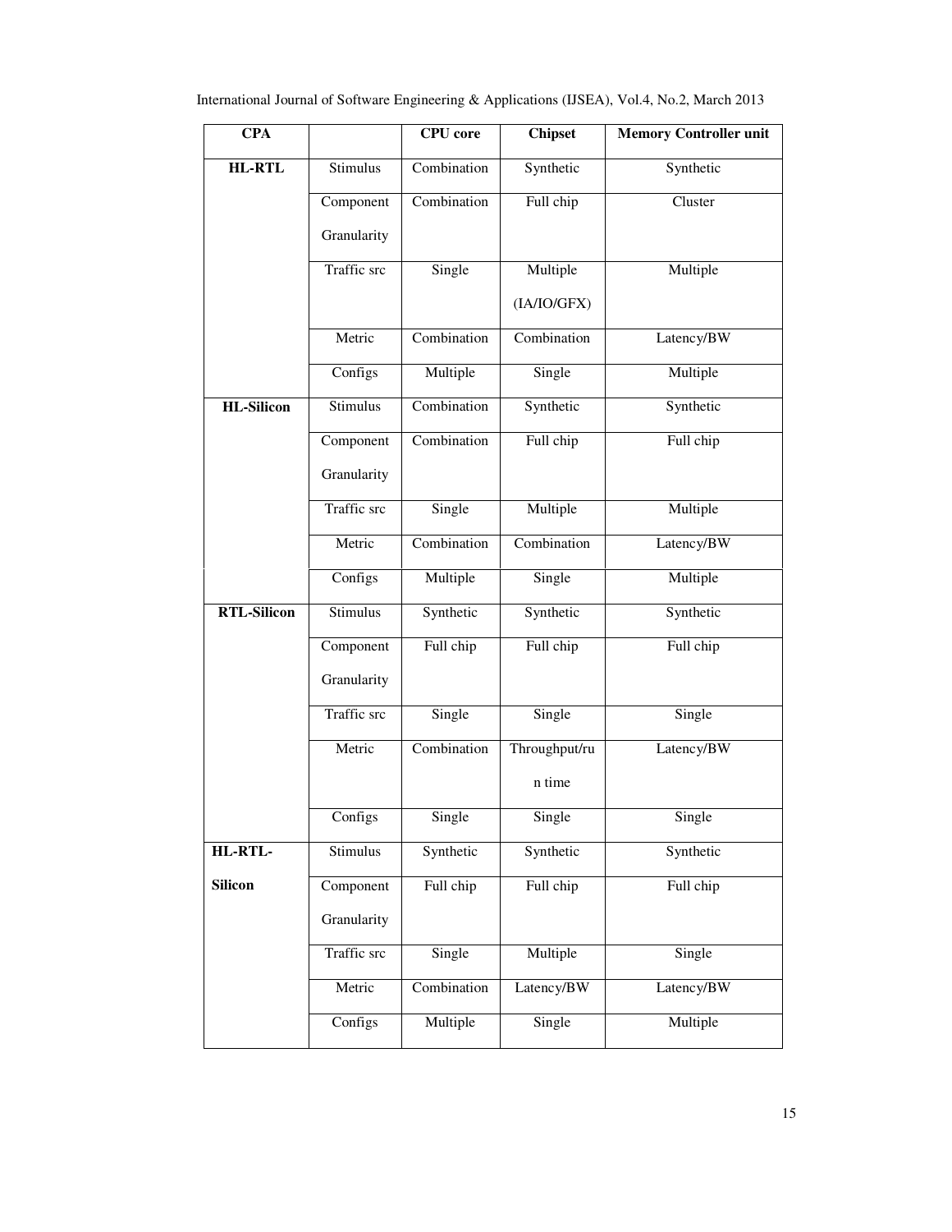| CPA | | CPU core | Chipset | Memory Controller unit |
|---|---|---|---|---|
| **HL-RTL** | Stimulus | Combination | Synthetic | Synthetic |
| | Component Granularity | Combination | Full chip | Cluster |
| | Traffic src | Single | Multiple (IA/IO/GFX) | Multiple |
| | Metric | Combination | Combination | Latency/BW |
| | Configs | Multiple | Single | Multiple |
| **HL-Silicon** | Stimulus | Combination | Synthetic | Synthetic |
| | Component Granularity | Combination | Full chip | Full chip |
| | Traffic src | Single | Multiple | Multiple |
| | Metric | Combination | Combination | Latency/BW |
| | Configs | Multiple | Single | Multiple |
| **RTL-Silicon** | Stimulus | Synthetic | Synthetic | Synthetic |
| | Component Granularity | Full chip | Full chip | Full chip |
| | Traffic src | Single | Single | Single |
| | Metric | Combination | Throughput/run time | Latency/BW |
| | Configs | Single | Single | Single |
| **HL-RTL-Silicon** | Stimulus | Synthetic | Synthetic | Synthetic |
| | Component Granularity | Full chip | Full chip | Full chip |
| | Traffic src | Single | Multiple | Single |
| | Metric | Combination | Latency/BW | Latency/BW |
| | Configs | Multiple | Single | Multiple |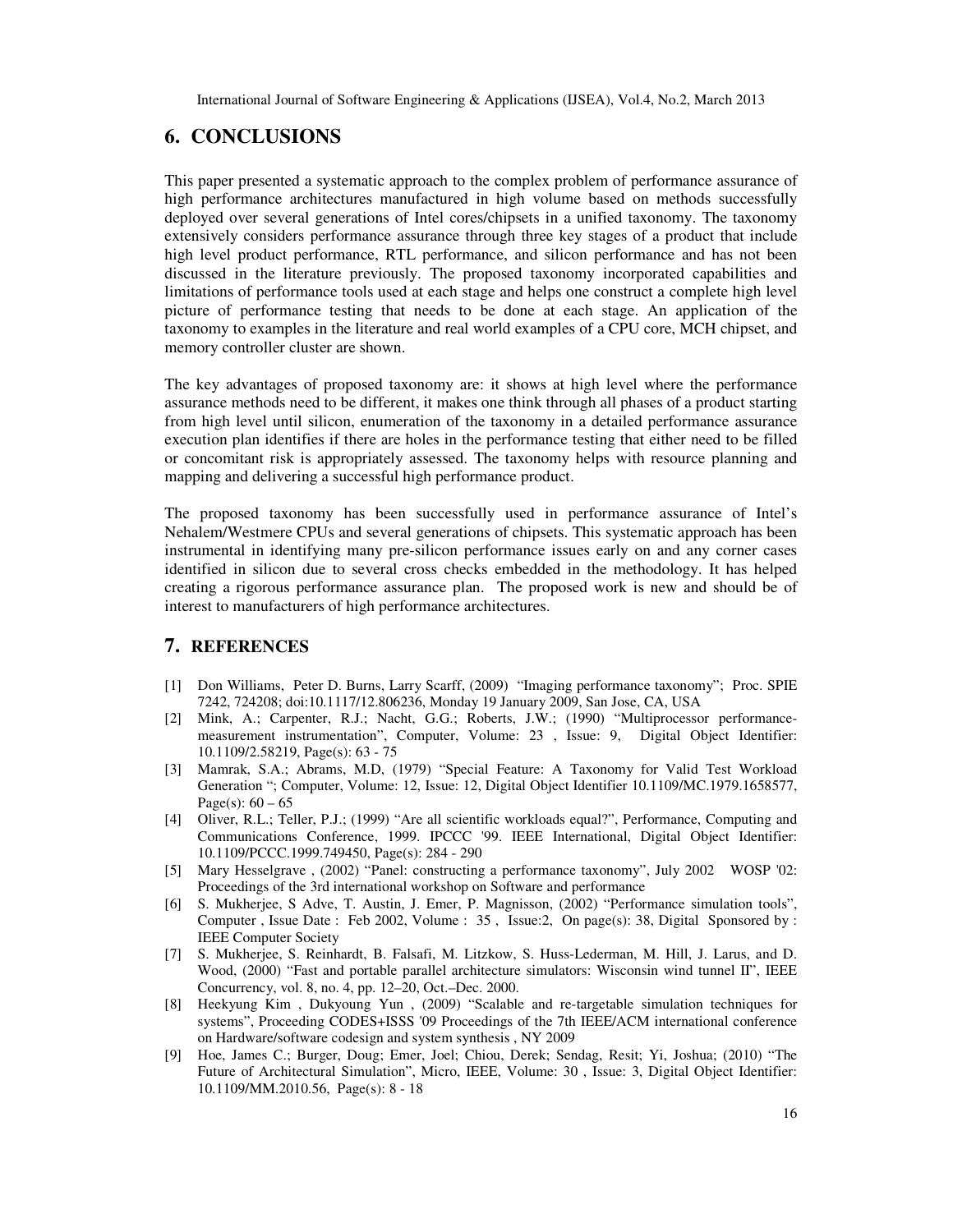## 6. CONCLUSIONS

This paper presented a systematic approach to the complex problem of performance assurance of high performance architectures manufactured in high volume based on methods successfully deployed over several generations of Intel cores/chipsets in a unified taxonomy. The taxonomy extensively considers performance assurance through three key stages of a product that include high level product performance, RTL performance, and silicon performance and has not been discussed in the literature previously. The proposed taxonomy incorporated capabilities and limitations of performance tools used at each stage and helps one construct a complete high level picture of performance testing that needs to be done at each stage. An application of the taxonomy to examples in the literature and real world examples of a CPU core, MCH chipset, and memory controller cluster are shown.

The key advantages of proposed taxonomy are: it shows at high level where the performance assurance methods need to be different, it makes one think through all phases of a product starting from high level until silicon, enumeration of the taxonomy in a detailed performance assurance execution plan identifies if there are holes in the performance testing that either need to be filled or concomitant risk is appropriately assessed. The taxonomy helps with resource planning and mapping and delivering a successful high performance product.

The proposed taxonomy has been successfully used in performance assurance of Intel's Nehalem/Westmere CPUs and several generations of chipsets. This systematic approach has been instrumental in identifying many pre-silicon performance issues early on and any corner cases identified in silicon due to several cross checks embedded in the methodology. It has helped creating a rigorous performance assurance plan. The proposed work is new and should be of interest to manufacturers of high performance architectures.

## 7. REFERENCES

[1] Don Williams, Peter D. Burns, Larry Scarff, (2009) "Imaging performance taxonomy"; Proc. SPIE 7242, 724208; doi:10.1117/12.806236, Monday 19 January 2009, San Jose, CA, USA

[2] Mink, A.; Carpenter, R.J.; Nacht, G.G.; Roberts, J.W.; (1990) "Multiprocessor performance-measurement instrumentation", Computer, Volume: 23 , Issue: 9, Digital Object Identifier: 10.1109/2.58219, Page(s): 63 - 75

[3] Mamrak, S.A.; Abrams, M.D, (1979) "Special Feature: A Taxonomy for Valid Test Workload Generation "; Computer, Volume: 12, Issue: 12, Digital Object Identifier 10.1109/MC.1979.1658577, Page(s): 60 – 65

[4] Oliver, R.L.; Teller, P.J.; (1999) "Are all scientific workloads equal?", Performance, Computing and Communications Conference, 1999. IPCCC '99. IEEE International, Digital Object Identifier: 10.1109/PCCC.1999.749450, Page(s): 284 - 290

[5] Mary Hesselgrave , (2002) "Panel: constructing a performance taxonomy", July 2002 WOSP '02: Proceedings of the 3rd international workshop on Software and performance

[6] S. Mukherjee, S Adve, T. Austin, J. Emer, P. Magnisson, (2002) "Performance simulation tools", Computer , Issue Date : Feb 2002, Volume : 35 , Issue:2, On page(s): 38, Digital Sponsored by : IEEE Computer Society

[7] S. Mukherjee, S. Reinhardt, B. Falsafi, M. Litzkow, S. Huss-Lederman, M. Hill, J. Larus, and D. Wood, (2000) "Fast and portable parallel architecture simulators: Wisconsin wind tunnel II", IEEE Concurrency, vol. 8, no. 4, pp. 12–20, Oct.–Dec. 2000.

[8] Heekyung Kim , Dukyoung Yun , (2009) "Scalable and re-targetable simulation techniques for systems", Proceeding CODES+ISSS '09 Proceedings of the 7th IEEE/ACM international conference on Hardware/software codesign and system synthesis , NY 2009

[9] Hoe, James C.; Burger, Doug; Emer, Joel; Chiou, Derek; Sendag, Resit; Yi, Joshua; (2010) "The Future of Architectural Simulation", Micro, IEEE, Volume: 30 , Issue: 3, Digital Object Identifier: 10.1109/MM.2010.56, Page(s): 8 - 18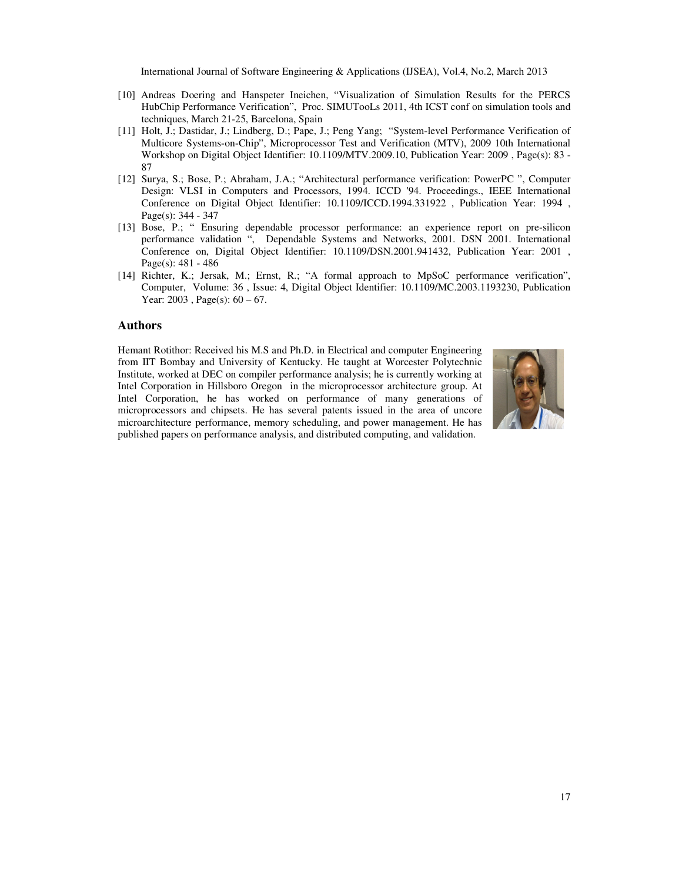[10] Andreas Doering and Hanspeter Ineichen, "Visualization of Simulation Results for the PERCS HubChip Performance Verification", Proc. SIMUTooLs 2011, 4th ICST conf on simulation tools and techniques, March 21-25, Barcelona, Spain

[11] Holt, J.; Dastidar, J.; Lindberg, D.; Pape, J.; Peng Yang; "System-level Performance Verification of Multicore Systems-on-Chip", Microprocessor Test and Verification (MTV), 2009 10th International Workshop on Digital Object Identifier: 10.1109/MTV.2009.10, Publication Year: 2009 , Page(s): 83 - 87

[12] Surya, S.; Bose, P.; Abraham, J.A.; "Architectural performance verification: PowerPC ", Computer Design: VLSI in Computers and Processors, 1994. ICCD '94. Proceedings., IEEE International Conference on Digital Object Identifier: 10.1109/ICCD.1994.331922 , Publication Year: 1994 , Page(s): 344 - 347

[13] Bose, P.; " Ensuring dependable processor performance: an experience report on pre-silicon performance validation ", Dependable Systems and Networks, 2001. DSN 2001. International Conference on, Digital Object Identifier: 10.1109/DSN.2001.941432, Publication Year: 2001 , Page(s): 481 - 486

[14] Richter, K.; Jersak, M.; Ernst, R.; "A formal approach to MpSoC performance verification", Computer, Volume: 36 , Issue: 4, Digital Object Identifier: 10.1109/MC.2003.1193230, Publication Year: 2003 , Page(s): 60 – 67.

## Authors

Hemant Rotithor: Received his M.S and Ph.D. in Electrical and computer Engineering from IIT Bombay and University of Kentucky. He taught at Worcester Polytechnic Institute, worked at DEC on compiler performance analysis; he is currently working at Intel Corporation in Hillsboro Oregon in the microprocessor architecture group. At Intel Corporation, he has worked on performance of many generations of microprocessors and chipsets. He has several patents issued in the area of uncore microarchitecture performance, memory scheduling, and power management. He has published papers on performance analysis, and distributed computing, and validation.